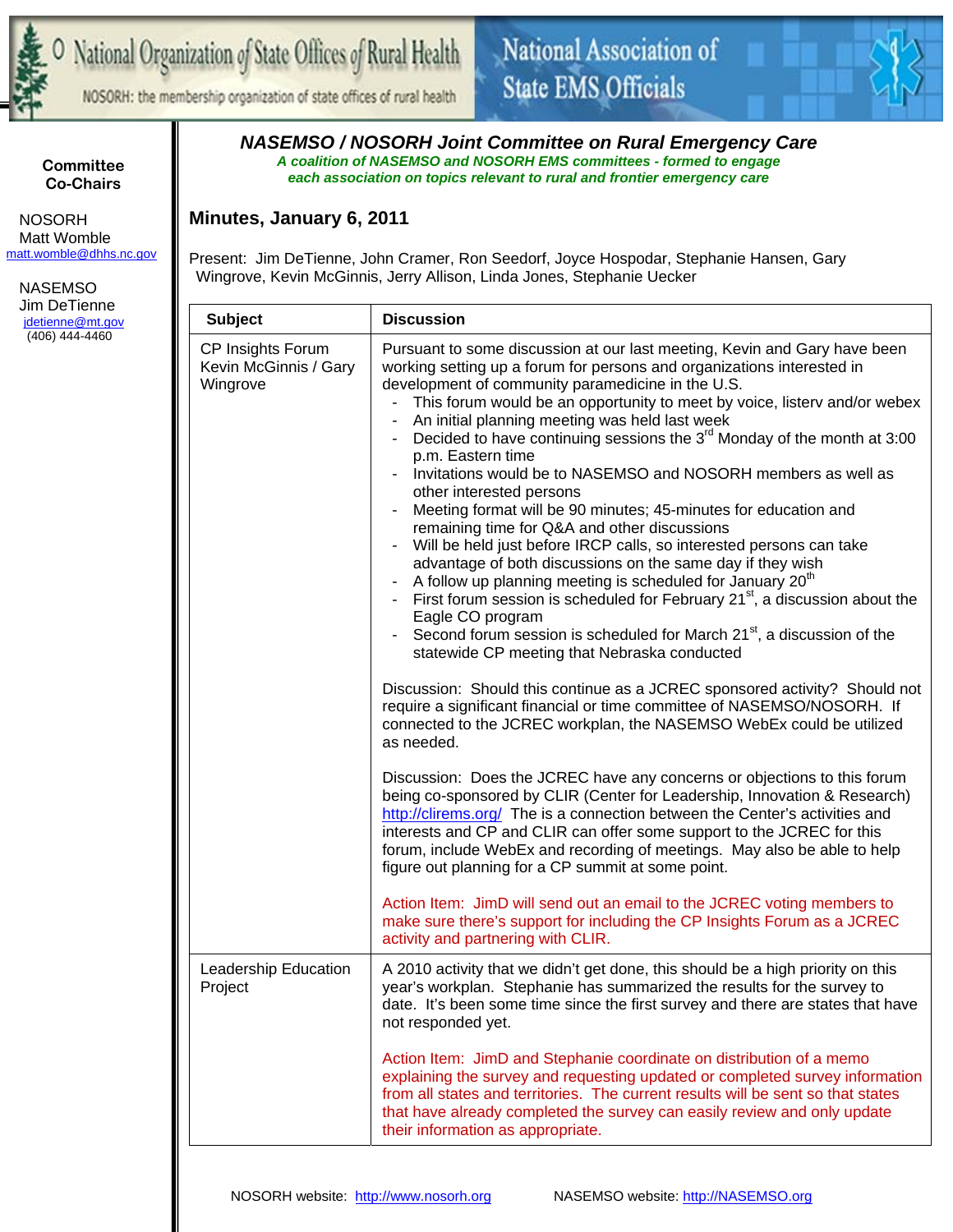National Organization of State Offices of Rural Health

NOSORH: the membership organization of state offices of rural health

National Association of State EMS Officials

**Committee Co-Chairs**

NOSORH
Matt Womble
matt.womble@dhhs.nc.gov

NASEMSO
Jim DeTienne
jdetienne@mt.gov
(406) 444-4460

# *NASEMSO / NOSORH Joint Committee on Rural Emergency Care*

***A coalition of NASEMSO and NOSORH EMS committees - formed to engage each association on topics relevant to rural and frontier emergency care***

## Minutes, January 6, 2011

Present: Jim DeTienne, John Cramer, Ron Seedorf, Joyce Hospodar, Stephanie Hansen, Gary Wingrove, Kevin McGinnis, Jerry Allison, Linda Jones, Stephanie Uecker

| Subject | Discussion |
|---|---|
| CP Insights Forum<br>Kevin McGinnis / Gary Wingrove | Pursuant to some discussion at our last meeting, Kevin and Gary have been working setting up a forum for persons and organizations interested in development of community paramedicine in the U.S.<br>- This forum would be an opportunity to meet by voice, listerv and/or webex<br>- An initial planning meeting was held last week<br>- Decided to have continuing sessions the 3rd Monday of the month at 3:00 p.m. Eastern time<br>- Invitations would be to NASEMSO and NOSORH members as well as other interested persons<br>- Meeting format will be 90 minutes; 45-minutes for education and remaining time for Q&A and other discussions<br>- Will be held just before IRCP calls, so interested persons can take advantage of both discussions on the same day if they wish<br>- A follow up planning meeting is scheduled for January 20th<br>- First forum session is scheduled for February 21st, a discussion about the Eagle CO program<br>- Second forum session is scheduled for March 21st, a discussion of the statewide CP meeting that Nebraska conducted<br><br>Discussion: Should this continue as a JCREC sponsored activity? Should not require a significant financial or time committee of NASEMSO/NOSORH. If connected to the JCREC workplan, the NASEMSO WebEx could be utilized as needed.<br><br>Discussion: Does the JCREC have any concerns or objections to this forum being co-sponsored by CLIR (Center for Leadership, Innovation & Research) http://clirems.org/ The is a connection between the Center's activities and interests and CP and CLIR can offer some support to the JCREC for this forum, include WebEx and recording of meetings. May also be able to help figure out planning for a CP summit at some point.<br><br>Action Item: JimD will send out an email to the JCREC voting members to make sure there's support for including the CP Insights Forum as a JCREC activity and partnering with CLIR. |
| Leadership Education Project | A 2010 activity that we didn't get done, this should be a high priority on this year's workplan. Stephanie has summarized the results for the survey to date. It's been some time since the first survey and there are states that have not responded yet.<br><br>Action Item: JimD and Stephanie coordinate on distribution of a memo explaining the survey and requesting updated or completed survey information from all states and territories. The current results will be sent so that states that have already completed the survey can easily review and only update their information as appropriate. |

NOSORH website: http://www.nosorh.org NASEMSO website: http://NASEMSO.org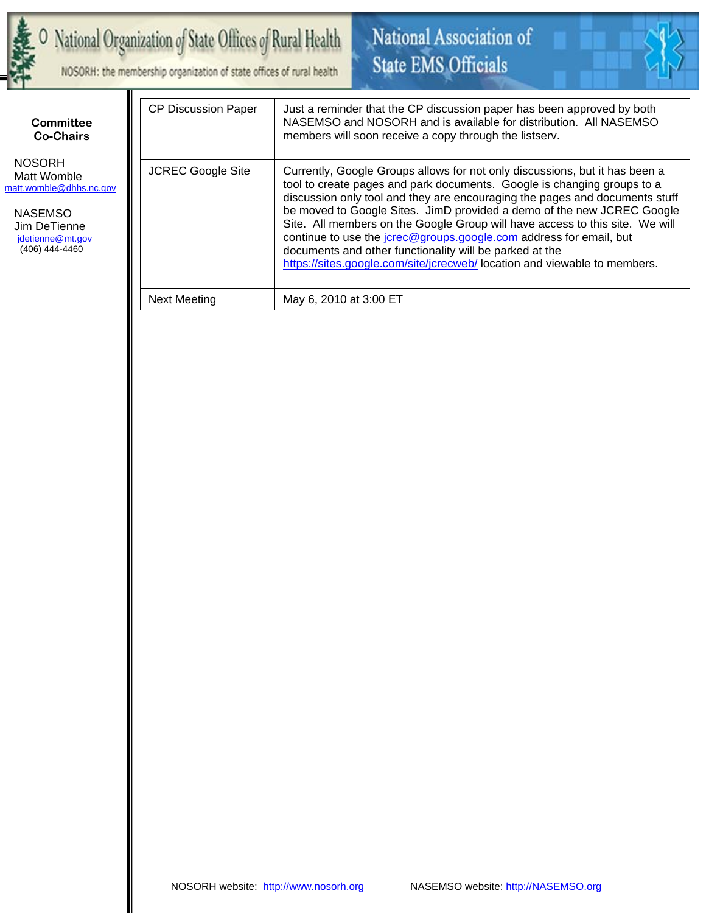National Organization of State Offices of Rural Health

NOSORH: the membership organization of state offices of rural health

National Association of State EMS Officials

**Committee Co-Chairs**

NOSORH
Matt Womble
matt.womble@dhhs.nc.gov

NASEMSO
Jim DeTienne
jdetienne@mt.gov
(406) 444-4460

| | |
|---|---|
| CP Discussion Paper | Just a reminder that the CP discussion paper has been approved by both NASEMSO and NOSORH and is available for distribution. All NASEMSO members will soon receive a copy through the listserv. |
| JCREC Google Site | Currently, Google Groups allows for not only discussions, but it has been a tool to create pages and park documents. Google is changing groups to a discussion only tool and they are encouraging the pages and documents stuff be moved to Google Sites. JimD provided a demo of the new JCREC Google Site. All members on the Google Group will have access to this site. We will continue to use the jcrec@groups.google.com address for email, but documents and other functionality will be parked at the https://sites.google.com/site/jcrecweb/ location and viewable to members. |
| Next Meeting | May 6, 2010 at 3:00 ET |

NOSORH website: http://www.nosorh.org NASEMSO website: http://NASEMSO.org